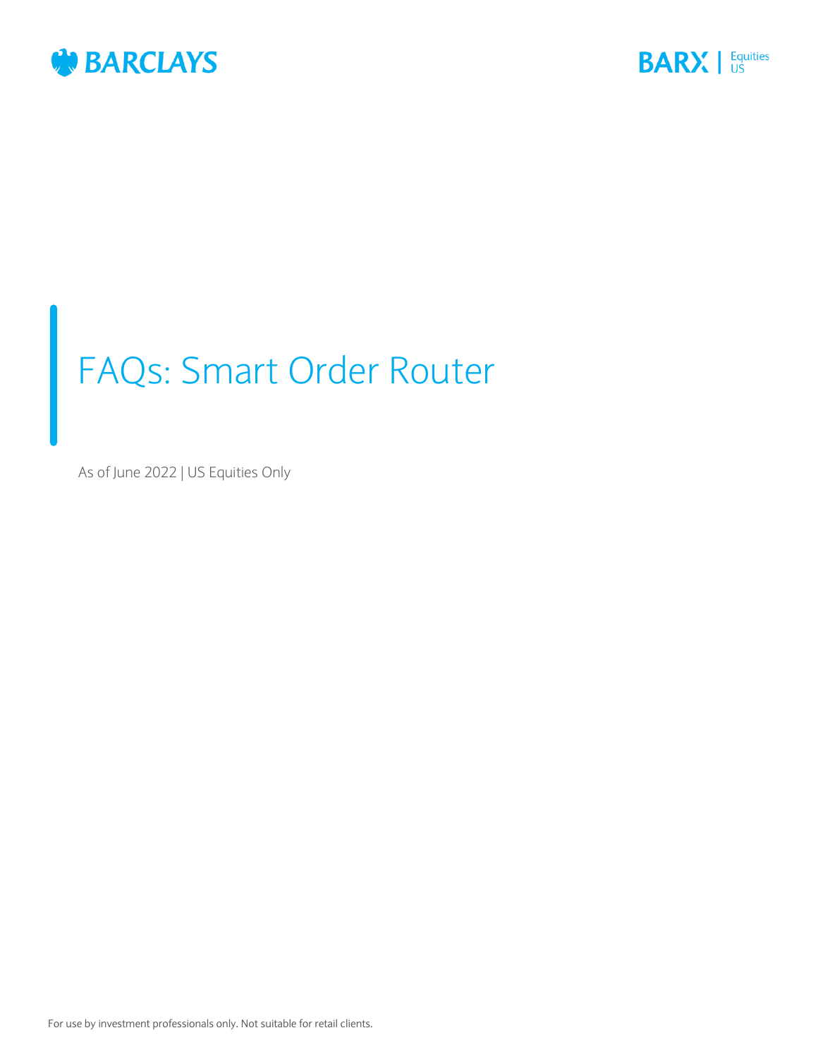BARCLAYS

BARX | Equities US

# FAQs: Smart Order Router

As of June 2022 | US Equities Only

For use by investment professionals only. Not suitable for retail clients.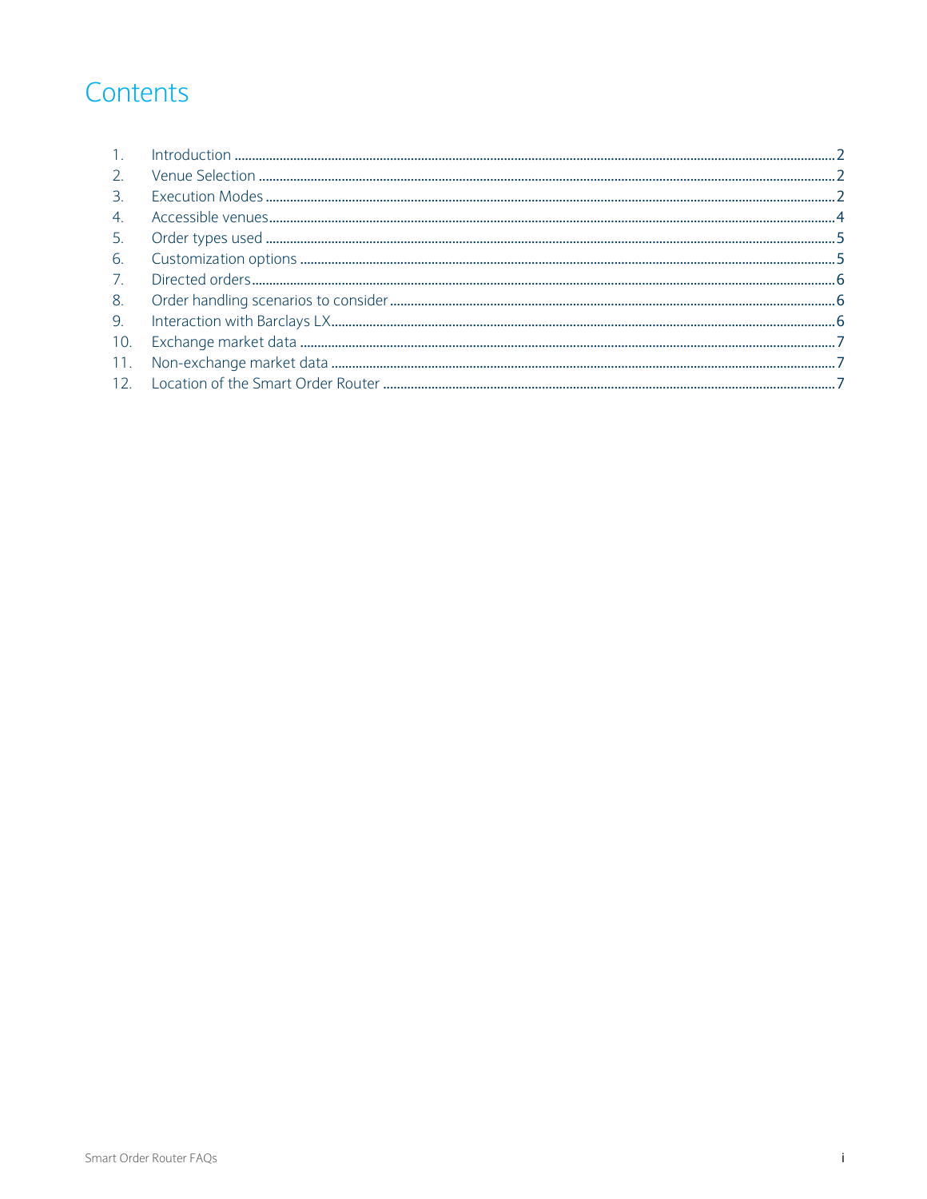# Contents

1. Introduction ....................................................................................................................... 2
2. Venue Selection ................................................................................................................. 2
3. Execution Modes ............................................................................................................... 2
4. Accessible venues .............................................................................................................. 4
5. Order types used ............................................................................................................... 5
6. Customization options ....................................................................................................... 5
7. Directed orders .................................................................................................................. 6
8. Order handling scenarios to consider ................................................................................. 6
9. Interaction with Barclays LX ............................................................................................... 6
10. Exchange market data ....................................................................................................... 7
11. Non-exchange market data ............................................................................................... 7
12. Location of the Smart Order Router ................................................................................... 7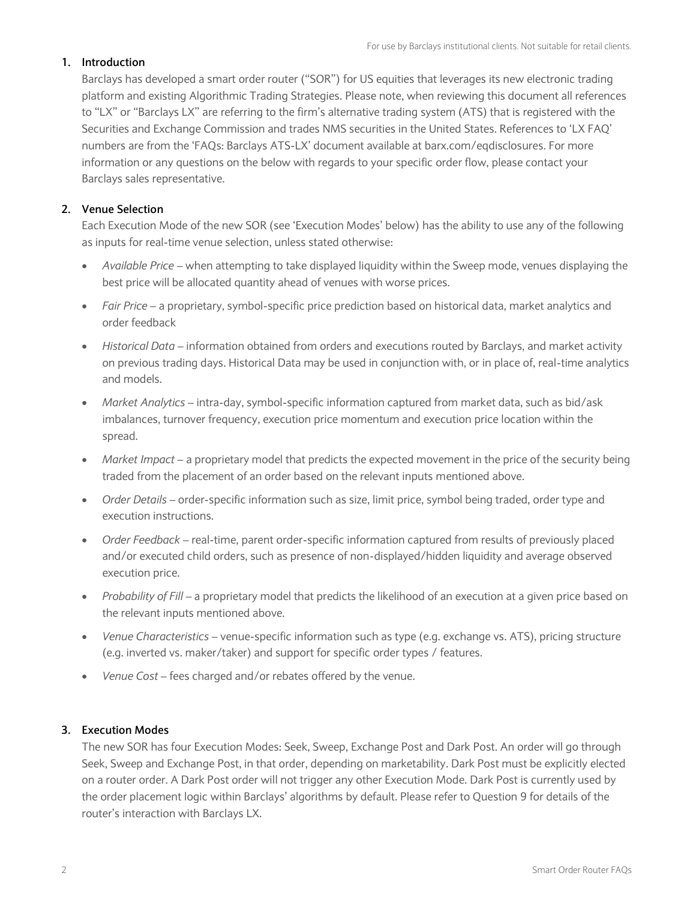## 1. Introduction

Barclays has developed a smart order router ("SOR") for US equities that leverages its new electronic trading platform and existing Algorithmic Trading Strategies. Please note, when reviewing this document all references to "LX" or "Barclays LX" are referring to the firm's alternative trading system (ATS) that is registered with the Securities and Exchange Commission and trades NMS securities in the United States. References to 'LX FAQ' numbers are from the 'FAQs: Barclays ATS-LX' document available at barx.com/eqdisclosures. For more information or any questions on the below with regards to your specific order flow, please contact your Barclays sales representative.

## 2. Venue Selection

Each Execution Mode of the new SOR (see 'Execution Modes' below) has the ability to use any of the following as inputs for real-time venue selection, unless stated otherwise:

- *Available Price* – when attempting to take displayed liquidity within the Sweep mode, venues displaying the best price will be allocated quantity ahead of venues with worse prices.
- *Fair Price* – a proprietary, symbol-specific price prediction based on historical data, market analytics and order feedback
- *Historical Data* – information obtained from orders and executions routed by Barclays, and market activity on previous trading days. Historical Data may be used in conjunction with, or in place of, real-time analytics and models.
- *Market Analytics* – intra-day, symbol-specific information captured from market data, such as bid/ask imbalances, turnover frequency, execution price momentum and execution price location within the spread.
- *Market Impact* – a proprietary model that predicts the expected movement in the price of the security being traded from the placement of an order based on the relevant inputs mentioned above.
- *Order Details* – order-specific information such as size, limit price, symbol being traded, order type and execution instructions.
- *Order Feedback* – real-time, parent order-specific information captured from results of previously placed and/or executed child orders, such as presence of non-displayed/hidden liquidity and average observed execution price.
- *Probability of Fill* – a proprietary model that predicts the likelihood of an execution at a given price based on the relevant inputs mentioned above.
- *Venue Characteristics* – venue-specific information such as type (e.g. exchange vs. ATS), pricing structure (e.g. inverted vs. maker/taker) and support for specific order types / features.
- *Venue Cost* – fees charged and/or rebates offered by the venue.

## 3. Execution Modes

The new SOR has four Execution Modes: Seek, Sweep, Exchange Post and Dark Post. An order will go through Seek, Sweep and Exchange Post, in that order, depending on marketability. Dark Post must be explicitly elected on a router order. A Dark Post order will not trigger any other Execution Mode. Dark Post is currently used by the order placement logic within Barclays' algorithms by default. Please refer to Question 9 for details of the router's interaction with Barclays LX.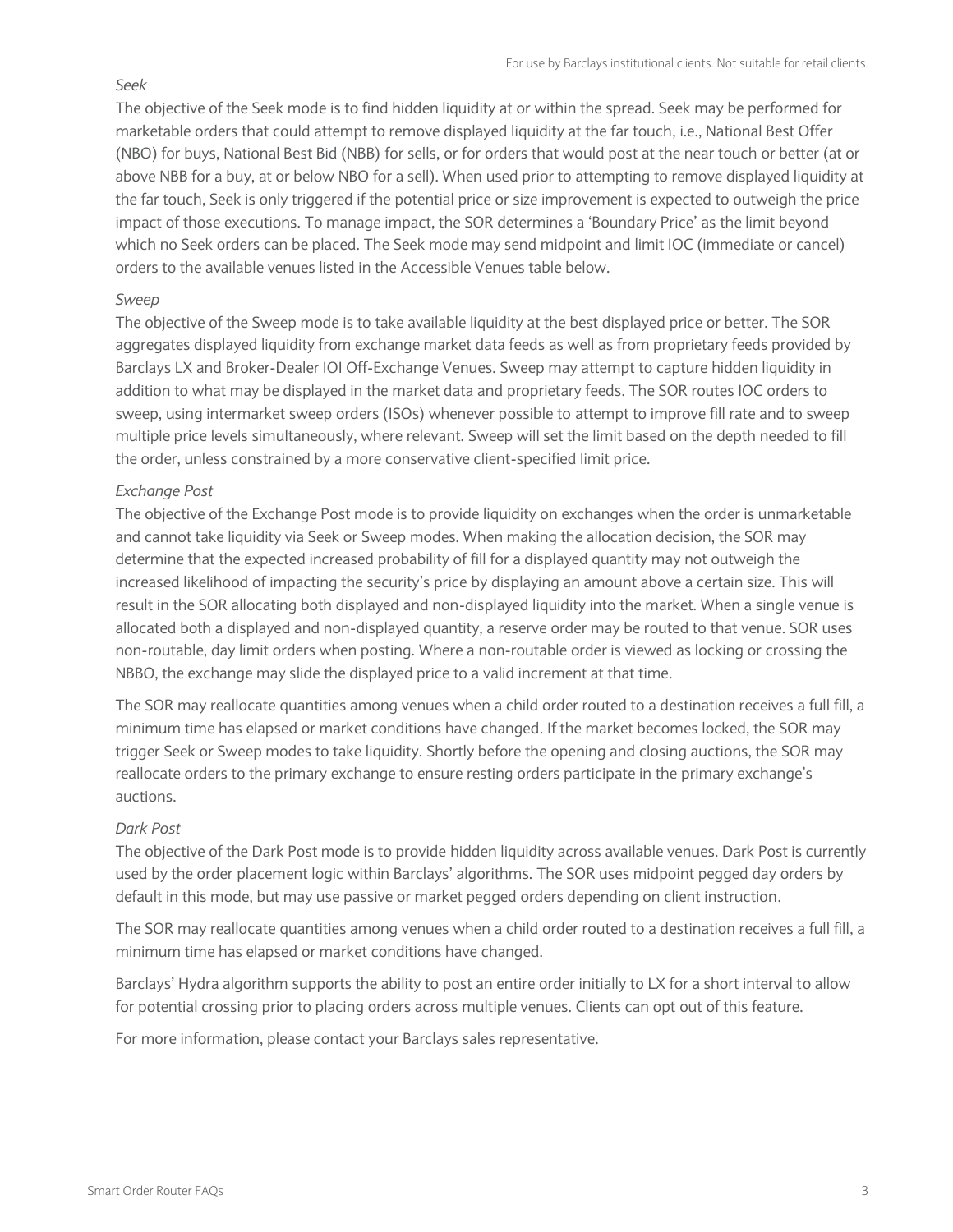### *Seek*

The objective of the Seek mode is to find hidden liquidity at or within the spread. Seek may be performed for marketable orders that could attempt to remove displayed liquidity at the far touch, i.e., National Best Offer (NBO) for buys, National Best Bid (NBB) for sells, or for orders that would post at the near touch or better (at or above NBB for a buy, at or below NBO for a sell). When used prior to attempting to remove displayed liquidity at the far touch, Seek is only triggered if the potential price or size improvement is expected to outweigh the price impact of those executions. To manage impact, the SOR determines a 'Boundary Price' as the limit beyond which no Seek orders can be placed. The Seek mode may send midpoint and limit IOC (immediate or cancel) orders to the available venues listed in the Accessible Venues table below.

### *Sweep*

The objective of the Sweep mode is to take available liquidity at the best displayed price or better. The SOR aggregates displayed liquidity from exchange market data feeds as well as from proprietary feeds provided by Barclays LX and Broker-Dealer IOI Off-Exchange Venues. Sweep may attempt to capture hidden liquidity in addition to what may be displayed in the market data and proprietary feeds. The SOR routes IOC orders to sweep, using intermarket sweep orders (ISOs) whenever possible to attempt to improve fill rate and to sweep multiple price levels simultaneously, where relevant. Sweep will set the limit based on the depth needed to fill the order, unless constrained by a more conservative client-specified limit price.

### *Exchange Post*

The objective of the Exchange Post mode is to provide liquidity on exchanges when the order is unmarketable and cannot take liquidity via Seek or Sweep modes. When making the allocation decision, the SOR may determine that the expected increased probability of fill for a displayed quantity may not outweigh the increased likelihood of impacting the security's price by displaying an amount above a certain size. This will result in the SOR allocating both displayed and non-displayed liquidity into the market. When a single venue is allocated both a displayed and non-displayed quantity, a reserve order may be routed to that venue. SOR uses non-routable, day limit orders when posting. Where a non-routable order is viewed as locking or crossing the NBBO, the exchange may slide the displayed price to a valid increment at that time.

The SOR may reallocate quantities among venues when a child order routed to a destination receives a full fill, a minimum time has elapsed or market conditions have changed. If the market becomes locked, the SOR may trigger Seek or Sweep modes to take liquidity. Shortly before the opening and closing auctions, the SOR may reallocate orders to the primary exchange to ensure resting orders participate in the primary exchange's auctions.

### *Dark Post*

The objective of the Dark Post mode is to provide hidden liquidity across available venues. Dark Post is currently used by the order placement logic within Barclays' algorithms. The SOR uses midpoint pegged day orders by default in this mode, but may use passive or market pegged orders depending on client instruction.

The SOR may reallocate quantities among venues when a child order routed to a destination receives a full fill, a minimum time has elapsed or market conditions have changed.

Barclays' Hydra algorithm supports the ability to post an entire order initially to LX for a short interval to allow for potential crossing prior to placing orders across multiple venues. Clients can opt out of this feature.

For more information, please contact your Barclays sales representative.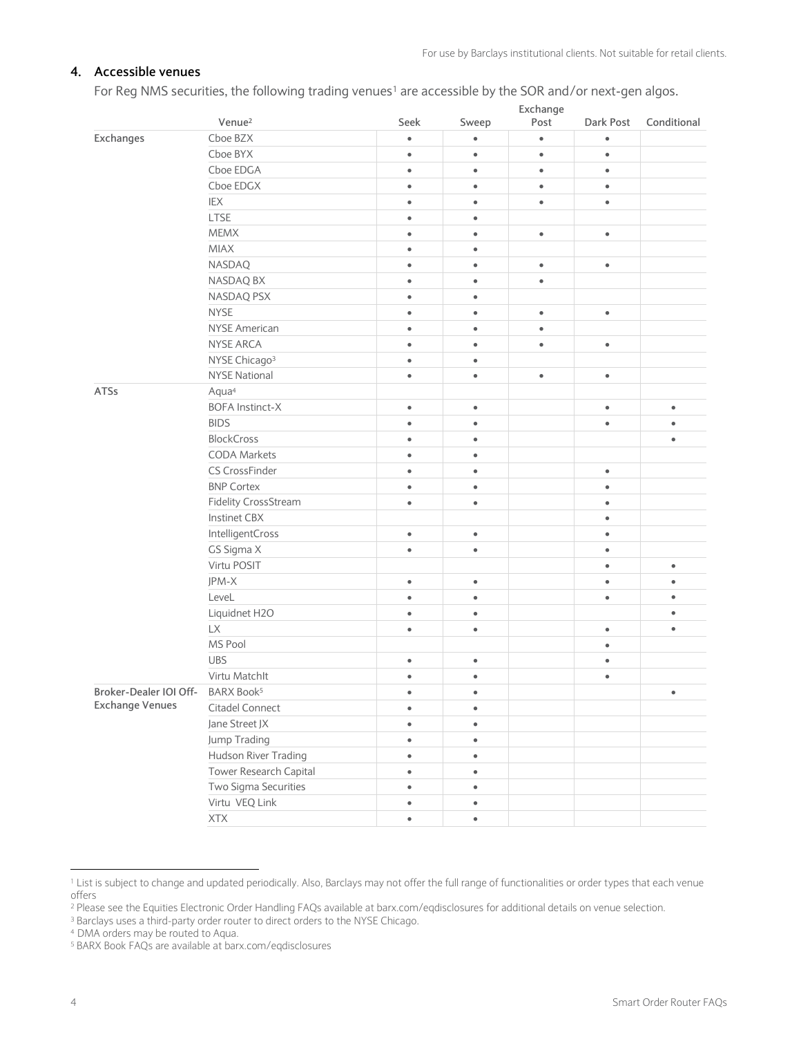## 4. Accessible venues

For Reg NMS securities, the following trading venues[1] are accessible by the SOR and/or next-gen algos.

| | Venue[2] | Seek | Sweep | Exchange Post | Dark Post | Conditional |
|---|---|---|---|---|---|---|
| Exchanges | Cboe BZX | • | • | • | • | |
| | Cboe BYX | • | • | • | • | |
| | Cboe EDGA | • | • | • | • | |
| | Cboe EDGX | • | • | • | • | |
| | IEX | • | • | • | • | |
| | LTSE | • | • | | | |
| | MEMX | • | • | • | • | |
| | MIAX | • | • | | | |
| | NASDAQ | • | • | • | • | |
| | NASDAQ BX | • | • | • | | |
| | NASDAQ PSX | • | • | | | |
| | NYSE | • | • | • | • | |
| | NYSE American | • | • | • | | |
| | NYSE ARCA | • | • | • | • | |
| | NYSE Chicago[3] | • | • | | | |
| | NYSE National | • | • | • | • | |
| ATSs | Aqua[4] | | | | | |
| | BOFA Instinct-X | • | • | | • | • |
| | BIDS | • | • | | • | • |
| | BlockCross | • | • | | | • |
| | CODA Markets | • | • | | | |
| | CS CrossFinder | • | • | | • | |
| | BNP Cortex | • | • | | • | |
| | Fidelity CrossStream | • | • | | • | |
| | Instinet CBX | | | | • | |
| | IntelligentCross | • | • | | • | |
| | GS Sigma X | • | • | | • | |
| | Virtu POSIT | | | | • | • |
| | JPM-X | • | • | | • | • |
| | LeveL | • | • | | • | • |
| | Liquidnet H2O | • | • | | | • |
| | LX | • | • | | • | • |
| | MS Pool | | | | • | |
| | UBS | • | • | | • | |
| | Virtu MatchIt | • | • | | • | |
| Broker-Dealer IOI Off-Exchange Venues | BARX Book[5] | • | • | | | • |
| | Citadel Connect | • | • | | | |
| | Jane Street JX | • | • | | | |
| | Jump Trading | • | • | | | |
| | Hudson River Trading | • | • | | | |
| | Tower Research Capital | • | • | | | |
| | Two Sigma Securities | • | • | | | |
| | Virtu VEQ Link | • | • | | | |
| | XTX | • | • | | | |

[1] List is subject to change and updated periodically. Also, Barclays may not offer the full range of functionalities or order types that each venue offers

[2] Please see the Equities Electronic Order Handling FAQs available at barx.com/eqdisclosures for additional details on venue selection.

[3] Barclays uses a third-party order router to direct orders to the NYSE Chicago.

[4] DMA orders may be routed to Aqua.

[5] BARX Book FAQs are available at barx.com/eqdisclosures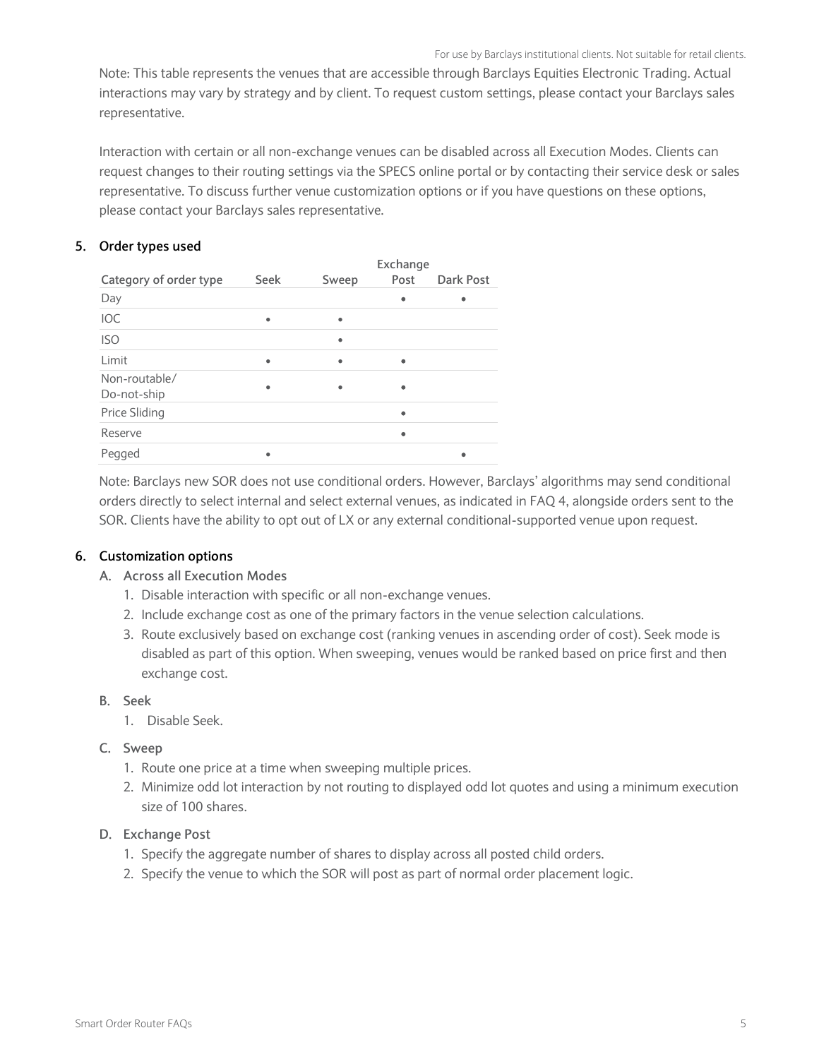Note: This table represents the venues that are accessible through Barclays Equities Electronic Trading. Actual interactions may vary by strategy and by client. To request custom settings, please contact your Barclays sales representative.

Interaction with certain or all non-exchange venues can be disabled across all Execution Modes. Clients can request changes to their routing settings via the SPECS online portal or by contacting their service desk or sales representative. To discuss further venue customization options or if you have questions on these options, please contact your Barclays sales representative.

## 5. Order types used

| Category of order type | Seek | Sweep | Exchange Post | Dark Post |
|---|---|---|---|---|
| Day | | | • | • |
| IOC | • | • | | |
| ISO | | • | | |
| Limit | • | • | • | |
| Non-routable/ Do-not-ship | • | • | • | |
| Price Sliding | | | • | |
| Reserve | | | • | |
| Pegged | • | | | • |

Note: Barclays new SOR does not use conditional orders. However, Barclays' algorithms may send conditional orders directly to select internal and select external venues, as indicated in FAQ 4, alongside orders sent to the SOR. Clients have the ability to opt out of LX or any external conditional-supported venue upon request.

## 6. Customization options

### A. Across all Execution Modes

1. Disable interaction with specific or all non-exchange venues.
2. Include exchange cost as one of the primary factors in the venue selection calculations.
3. Route exclusively based on exchange cost (ranking venues in ascending order of cost). Seek mode is disabled as part of this option. When sweeping, venues would be ranked based on price first and then exchange cost.

### B. Seek

1. Disable Seek.

### C. Sweep

1. Route one price at a time when sweeping multiple prices.
2. Minimize odd lot interaction by not routing to displayed odd lot quotes and using a minimum execution size of 100 shares.

### D. Exchange Post

1. Specify the aggregate number of shares to display across all posted child orders.
2. Specify the venue to which the SOR will post as part of normal order placement logic.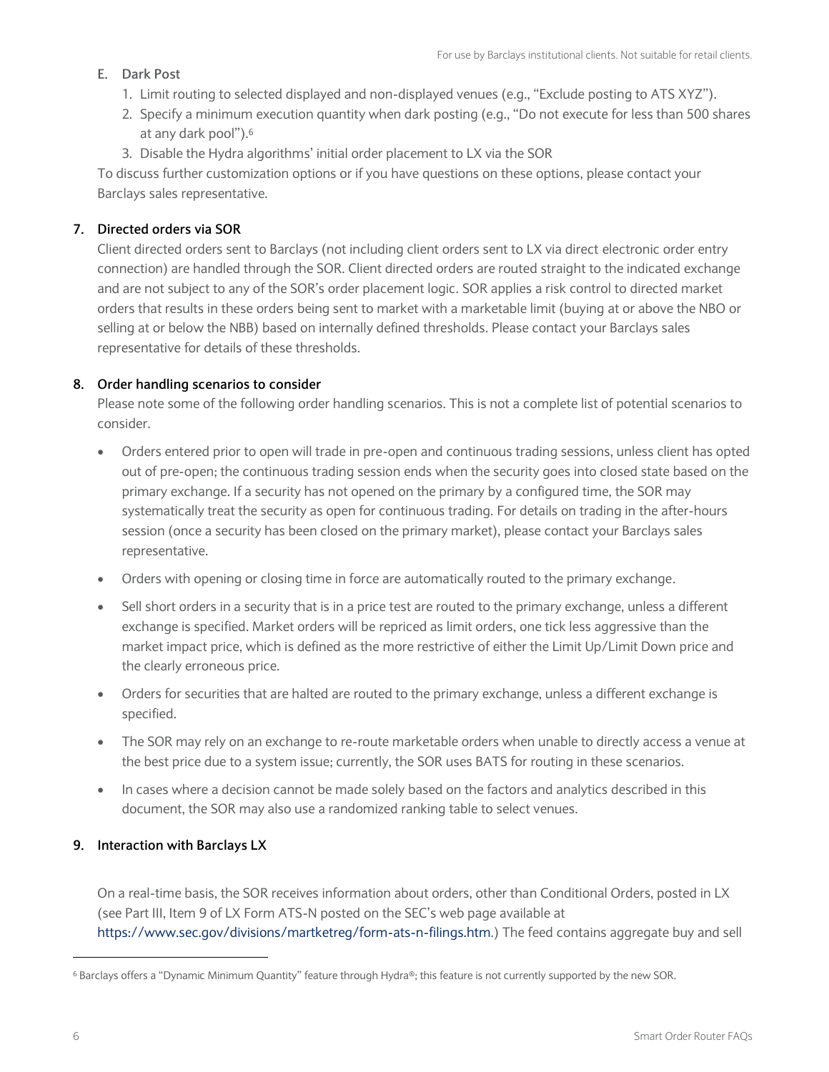E. Dark Post

1. Limit routing to selected displayed and non-displayed venues (e.g., "Exclude posting to ATS XYZ").
2. Specify a minimum execution quantity when dark posting (e.g., "Do not execute for less than 500 shares at any dark pool").[6]
3. Disable the Hydra algorithms' initial order placement to LX via the SOR

To discuss further customization options or if you have questions on these options, please contact your Barclays sales representative.

## 7. Directed orders via SOR

Client directed orders sent to Barclays (not including client orders sent to LX via direct electronic order entry connection) are handled through the SOR. Client directed orders are routed straight to the indicated exchange and are not subject to any of the SOR's order placement logic. SOR applies a risk control to directed market orders that results in these orders being sent to market with a marketable limit (buying at or above the NBO or selling at or below the NBB) based on internally defined thresholds. Please contact your Barclays sales representative for details of these thresholds.

## 8. Order handling scenarios to consider

Please note some of the following order handling scenarios. This is not a complete list of potential scenarios to consider.

- Orders entered prior to open will trade in pre-open and continuous trading sessions, unless client has opted out of pre-open; the continuous trading session ends when the security goes into closed state based on the primary exchange. If a security has not opened on the primary by a configured time, the SOR may systematically treat the security as open for continuous trading. For details on trading in the after-hours session (once a security has been closed on the primary market), please contact your Barclays sales representative.
- Orders with opening or closing time in force are automatically routed to the primary exchange.
- Sell short orders in a security that is in a price test are routed to the primary exchange, unless a different exchange is specified. Market orders will be repriced as limit orders, one tick less aggressive than the market impact price, which is defined as the more restrictive of either the Limit Up/Limit Down price and the clearly erroneous price.
- Orders for securities that are halted are routed to the primary exchange, unless a different exchange is specified.
- The SOR may rely on an exchange to re-route marketable orders when unable to directly access a venue at the best price due to a system issue; currently, the SOR uses BATS for routing in these scenarios.
- In cases where a decision cannot be made solely based on the factors and analytics described in this document, the SOR may also use a randomized ranking table to select venues.

## 9. Interaction with Barclays LX

On a real-time basis, the SOR receives information about orders, other than Conditional Orders, posted in LX (see Part III, Item 9 of LX Form ATS-N posted on the SEC's web page available at https://www.sec.gov/divisions/martketreg/form-ats-n-filings.htm.) The feed contains aggregate buy and sell

---

[6] Barclays offers a "Dynamic Minimum Quantity" feature through Hydra®; this feature is not currently supported by the new SOR.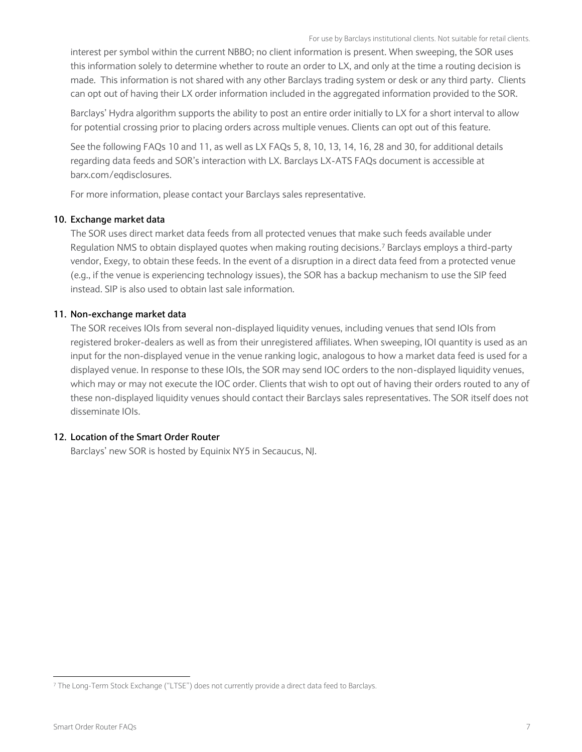interest per symbol within the current NBBO; no client information is present. When sweeping, the SOR uses this information solely to determine whether to route an order to LX, and only at the time a routing decision is made. This information is not shared with any other Barclays trading system or desk or any third party. Clients can opt out of having their LX order information included in the aggregated information provided to the SOR.

Barclays' Hydra algorithm supports the ability to post an entire order initially to LX for a short interval to allow for potential crossing prior to placing orders across multiple venues. Clients can opt out of this feature.

See the following FAQs 10 and 11, as well as LX FAQs 5, 8, 10, 13, 14, 16, 28 and 30, for additional details regarding data feeds and SOR's interaction with LX. Barclays LX-ATS FAQs document is accessible at barx.com/eqdisclosures.

For more information, please contact your Barclays sales representative.

### 10. Exchange market data

The SOR uses direct market data feeds from all protected venues that make such feeds available under Regulation NMS to obtain displayed quotes when making routing decisions.[7] Barclays employs a third-party vendor, Exegy, to obtain these feeds. In the event of a disruption in a direct data feed from a protected venue (e.g., if the venue is experiencing technology issues), the SOR has a backup mechanism to use the SIP feed instead. SIP is also used to obtain last sale information.

### 11. Non-exchange market data

The SOR receives IOIs from several non-displayed liquidity venues, including venues that send IOIs from registered broker-dealers as well as from their unregistered affiliates. When sweeping, IOI quantity is used as an input for the non-displayed venue in the venue ranking logic, analogous to how a market data feed is used for a displayed venue. In response to these IOIs, the SOR may send IOC orders to the non-displayed liquidity venues, which may or may not execute the IOC order. Clients that wish to opt out of having their orders routed to any of these non-displayed liquidity venues should contact their Barclays sales representatives. The SOR itself does not disseminate IOIs.

### 12. Location of the Smart Order Router

Barclays' new SOR is hosted by Equinix NY5 in Secaucus, NJ.

---

[7] The Long-Term Stock Exchange ("LTSE") does not currently provide a direct data feed to Barclays.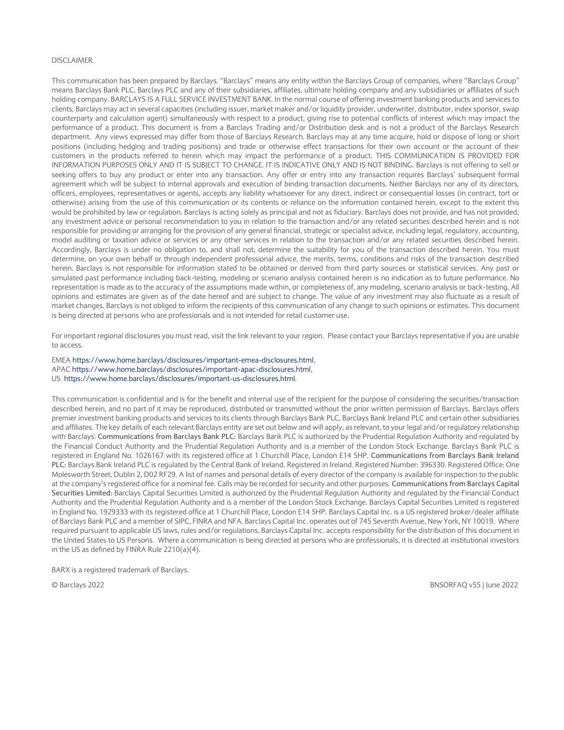DISCLAIMER

This communication has been prepared by Barclays. "Barclays" means any entity within the Barclays Group of companies, where "Barclays Group" means Barclays Bank PLC, Barclays PLC and any of their subsidiaries, affiliates, ultimate holding company and any subsidiaries or affiliates of such holding company. BARCLAYS IS A FULL SERVICE INVESTMENT BANK. In the normal course of offering investment banking products and services to clients, Barclays may act in several capacities (including issuer, market maker and/or liquidity provider, underwriter, distributor, index sponsor, swap counterparty and calculation agent) simultaneously with respect to a product, giving rise to potential conflicts of interest which may impact the performance of a product. This document is from a Barclays Trading and/or Distribution desk and is not a product of the Barclays Research department. Any views expressed may differ from those of Barclays Research. Barclays may at any time acquire, hold or dispose of long or short positions (including hedging and trading positions) and trade or otherwise effect transactions for their own account or the account of their customers in the products referred to herein which may impact the performance of a product. THIS COMMUNICATION IS PROVIDED FOR INFORMATION PURPOSES ONLY AND IT IS SUBJECT TO CHANGE. IT IS INDICATIVE ONLY AND IS NOT BINDING. Barclays is not offering to sell or seeking offers to buy any product or enter into any transaction. Any offer or entry into any transaction requires Barclays' subsequent formal agreement which will be subject to internal approvals and execution of binding transaction documents. Neither Barclays nor any of its directors, officers, employees, representatives or agents, accepts any liability whatsoever for any direct, indirect or consequential losses (in contract, tort or otherwise) arising from the use of this communication or its contents or reliance on the information contained herein, except to the extent this would be prohibited by law or regulation. Barclays is acting solely as principal and not as fiduciary. Barclays does not provide, and has not provided, any investment advice or personal recommendation to you in relation to the transaction and/or any related securities described herein and is not responsible for providing or arranging for the provision of any general financial, strategic or specialist advice, including legal, regulatory, accounting, model auditing or taxation advice or services or any other services in relation to the transaction and/or any related securities described herein. Accordingly, Barclays is under no obligation to, and shall not, determine the suitability for you of the transaction described herein. You must determine, on your own behalf or through independent professional advice, the merits, terms, conditions and risks of the transaction described herein. Barclays is not responsible for information stated to be obtained or derived from third party sources or statistical services. Any past or simulated past performance including back-testing, modeling or scenario analysis contained herein is no indication as to future performance. No representation is made as to the accuracy of the assumptions made within, or completeness of, any modeling, scenario analysis or back-testing. All opinions and estimates are given as of the date hereof and are subject to change. The value of any investment may also fluctuate as a result of market changes. Barclays is not obliged to inform the recipients of this communication of any change to such opinions or estimates. This document is being directed at persons who are professionals and is not intended for retail customer use.

For important regional disclosures you must read, visit the link relevant to your region. Please contact your Barclays representative if you are unable to access.

EMEA https://www.home.barclays/disclosures/important-emea-disclosures.html,
APAC https://www.home.barclays/disclosures/important-apac-disclosures.html,
US https://www.home.barclays/disclosures/important-us-disclosures.html.

This communication is confidential and is for the benefit and internal use of the recipient for the purpose of considering the securities/transaction described herein, and no part of it may be reproduced, distributed or transmitted without the prior written permission of Barclays. Barclays offers premier investment banking products and services to its clients through Barclays Bank PLC, Barclays Bank Ireland PLC and certain other subsidiaries and affiliates. The key details of each relevant Barclays entity are set out below and will apply, as relevant, to your legal and/or regulatory relationship with Barclays: **Communications from Barclays Bank PLC:** Barclays Bank PLC is authorized by the Prudential Regulation Authority and regulated by the Financial Conduct Authority and the Prudential Regulation Authority and is a member of the London Stock Exchange. Barclays Bank PLC is registered in England No. 1026167 with its registered office at 1 Churchill Place, London E14 5HP. **Communications from Barclays Bank Ireland PLC:** Barclays Bank Ireland PLC is regulated by the Central Bank of Ireland. Registered in Ireland. Registered Number: 396330. Registered Office: One Molesworth Street, Dublin 2, D02 RF29. A list of names and personal details of every director of the company is available for inspection to the public at the company's registered office for a nominal fee. Calls may be recorded for security and other purposes. **Communications from Barclays Capital Securities Limited:** Barclays Capital Securities Limited is authorized by the Prudential Regulation Authority and regulated by the Financial Conduct Authority and the Prudential Regulation Authority and is a member of the London Stock Exchange. Barclays Capital Securities Limited is registered in England No. 1929333 with its registered office at 1 Churchill Place, London E14 5HP. Barclays Capital Inc. is a US registered broker/dealer affiliate of Barclays Bank PLC and a member of SIPC, FINRA and NFA. Barclays Capital Inc. operates out of 745 Seventh Avenue, New York, NY 10019. Where required pursuant to applicable US laws, rules and/or regulations, Barclays Capital Inc. accepts responsibility for the distribution of this document in the United States to US Persons. Where a communication is being directed at persons who are professionals, it is directed at institutional investors in the US as defined by FINRA Rule 2210(a)(4).

BARX is a registered trademark of Barclays.

© Barclays 2022

BNSORFAQ v55 | June 2022